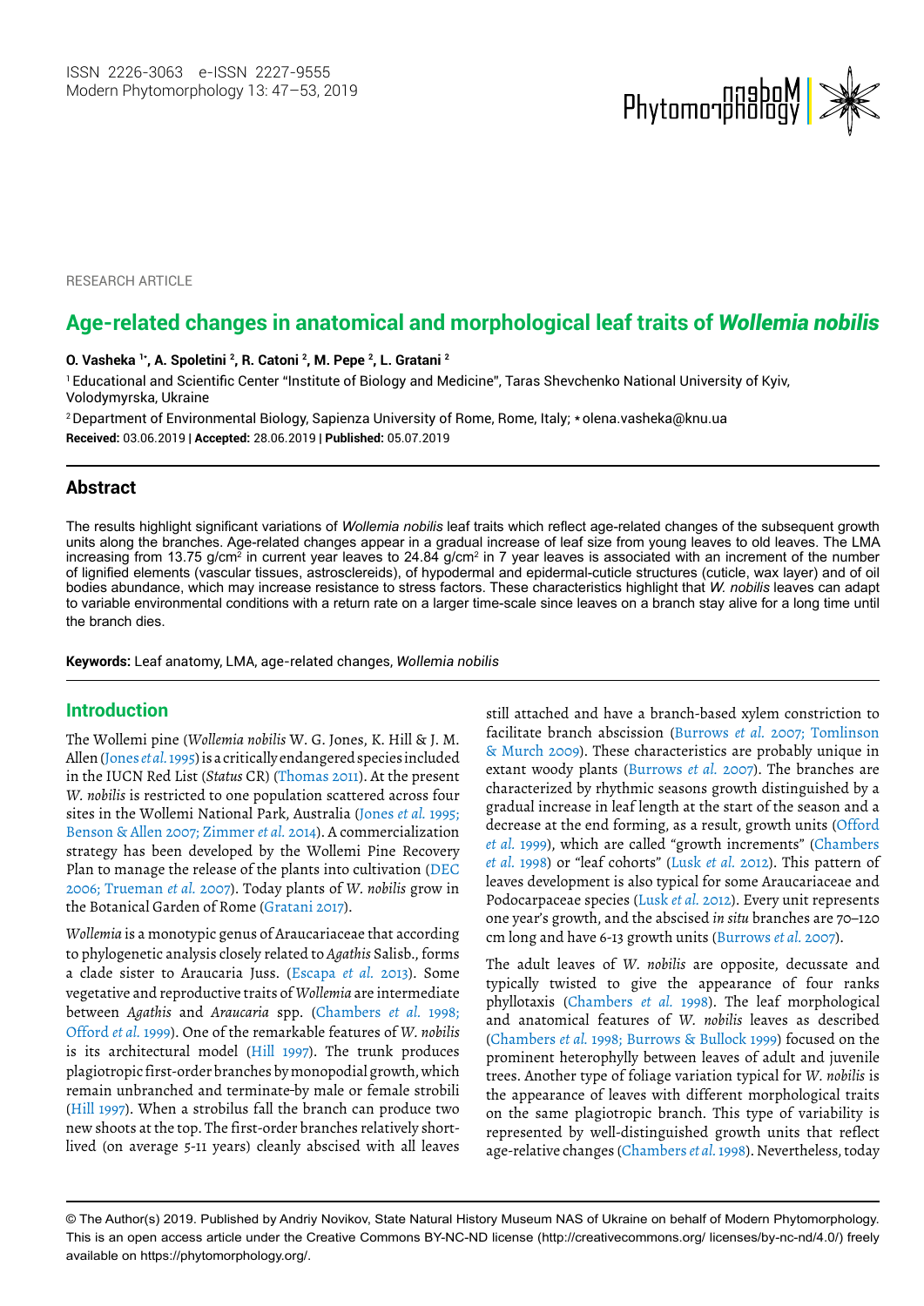ISSN 2226-3063 e-ISSN 2227-9555
Modern Phytomorphology 13: 47–53, 2019

RESEARCH ARTICLE

# Age-related changes in anatomical and morphological leaf traits of *Wollemia nobilis*

**O. Vasheka [1*], A. Spoletini [2], R. Catoni [2], M. Pepe [2], L. Gratani [2]**

[1] Educational and Scientific Center "Institute of Biology and Medicine", Taras Shevchenko National University of Kyiv, Volodymyrska, Ukraine

[2] Department of Environmental Biology, Sapienza University of Rome, Rome, Italy; * olena.vasheka@knu.ua

**Received:** 03.06.2019 | **Accepted:** 28.06.2019 | **Published:** 05.07.2019

## Abstract

The results highlight significant variations of *Wollemia nobilis* leaf traits which reflect age-related changes of the subsequent growth units along the branches. Age-related changes appear in a gradual increase of leaf size from young leaves to old leaves. The LMA increasing from 13.75 g/cm$^2$ in current year leaves to 24.84 g/cm$^2$ in 7 year leaves is associated with an increment of the number of lignified elements (vascular tissues, astrosclereids), of hypodermal and epidermal-cuticle structures (cuticle, wax layer) and of oil bodies abundance, which may increase resistance to stress factors. These characteristics highlight that *W. nobilis* leaves can adapt to variable environmental conditions with a return rate on a larger time-scale since leaves on a branch stay alive for a long time until the branch dies.

**Keywords:** Leaf anatomy, LMA, age-related changes, *Wollemia nobilis*

## Introduction

The Wollemi pine (*Wollemia nobilis* W. G. Jones, K. Hill & J. M. Allen (Jones *et al.* 1995) is a critically endangered species included in the IUCN Red List (*Status* CR) (Thomas 2011). At the present *W. nobilis* is restricted to one population scattered across four sites in the Wollemi National Park, Australia (Jones *et al.* 1995; Benson & Allen 2007; Zimmer *et al.* 2014). A commercialization strategy has been developed by the Wollemi Pine Recovery Plan to manage the release of the plants into cultivation (DEC 2006; Trueman *et al.* 2007). Today plants of *W. nobilis* grow in the Botanical Garden of Rome (Gratani 2017).

*Wollemia* is a monotypic genus of Araucariaceae that according to phylogenetic analysis closely related to *Agathis* Salisb., forms a clade sister to Araucaria Juss. (Escapa *et al.* 2013). Some vegetative and reproductive traits of *Wollemia* are intermediate between *Agathis* and *Araucaria* spp. (Chambers *et al.* 1998; Offord *et al.* 1999). One of the remarkable features of *W. nobilis* is its architectural model (Hill 1997). The trunk produces plagiotropic first-order branches by monopodial growth, which remain unbranched and terminate-by male or female strobili (Hill 1997). When a strobilus fall the branch can produce two new shoots at the top. The first-order branches relatively short-lived (on average 5-11 years) cleanly abscised with all leaves still attached and have a branch-based xylem constriction to facilitate branch abscission (Burrows *et al.* 2007; Tomlinson & Murch 2009). These characteristics are probably unique in extant woody plants (Burrows *et al.* 2007). The branches are characterized by rhythmic seasons growth distinguished by a gradual increase in leaf length at the start of the season and a decrease at the end forming, as a result, growth units (Offord *et al.* 1999), which are called "growth increments" (Chambers *et al.* 1998) or "leaf cohorts" (Lusk *et al.* 2012). This pattern of leaves development is also typical for some Araucariaceae and Podocarpaceae species (Lusk *et al.* 2012). Every unit represents one year's growth, and the abscised *in situ* branches are 70–120 cm long and have 6-13 growth units (Burrows *et al.* 2007).

The adult leaves of *W. nobilis* are opposite, decussate and typically twisted to give the appearance of four ranks phyllotaxis (Chambers *et al.* 1998). The leaf morphological and anatomical features of *W. nobilis* leaves as described (Chambers *et al.* 1998; Burrows & Bullock 1999) focused on the prominent heterophylly between leaves of adult and juvenile trees. Another type of foliage variation typical for *W. nobilis* is the appearance of leaves with different morphological traits on the same plagiotropic branch. This type of variability is represented by well-distinguished growth units that reflect age-relative changes (Chambers *et al.* 1998). Nevertheless, today

© The Author(s) 2019. Published by Andriy Novikov, State Natural History Museum NAS of Ukraine on behalf of Modern Phytomorphology. This is an open access article under the Creative Commons BY-NC-ND license (http://creativecommons.org/ licenses/by-nc-nd/4.0/) freely available on https://phytomorphology.org/.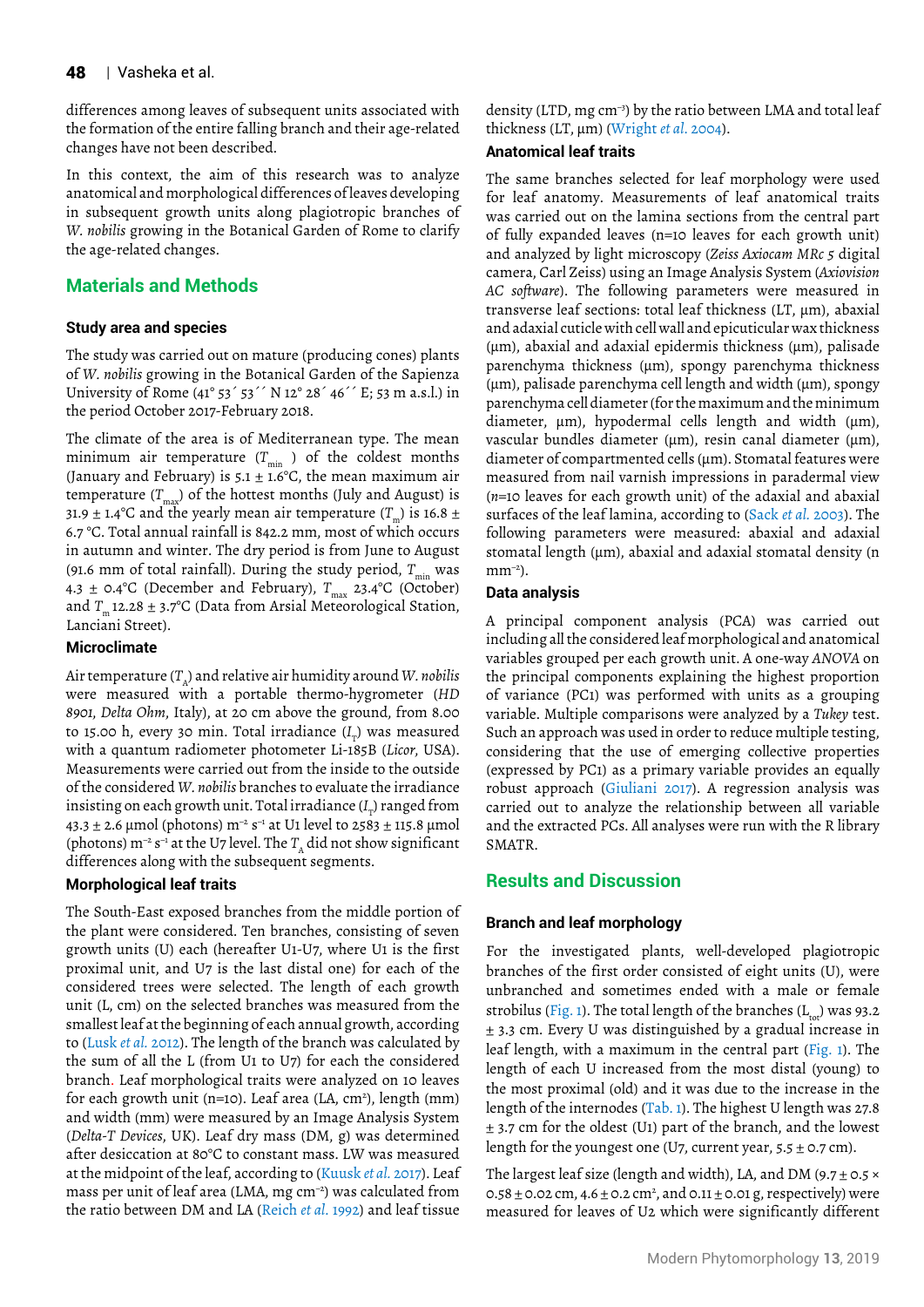differences among leaves of subsequent units associated with the formation of the entire falling branch and their age-related changes have not been described.

In this context, the aim of this research was to analyze anatomical and morphological differences of leaves developing in subsequent growth units along plagiotropic branches of *W. nobilis* growing in the Botanical Garden of Rome to clarify the age-related changes.

## Materials and Methods

### Study area and species

The study was carried out on mature (producing cones) plants of *W. nobilis* growing in the Botanical Garden of the Sapienza University of Rome (41° 53´ 53´´ N 12° 28´ 46´´ E; 53 m a.s.l.) in the period October 2017-February 2018.

The climate of the area is of Mediterranean type. The mean minimum air temperature ($T_{min}$) of the coldest months (January and February) is 5.1 ± 1.6°C, the mean maximum air temperature ($T_{max}$) of the hottest months (July and August) is 31.9 ± 1.4°C and the yearly mean air temperature ($T_m$) is 16.8 ± 6.7 °C. Total annual rainfall is 842.2 mm, most of which occurs in autumn and winter. The dry period is from June to August (91.6 mm of total rainfall). During the study period, $T_{min}$ was 4.3 ± 0.4°C (December and February), $T_{max}$ 23.4°C (October) and $T_m$ 12.28 ± 3.7°C (Data from Arsial Meteorological Station, Lanciani Street).

### Microclimate

Air temperature ($T_A$) and relative air humidity around *W. nobilis* were measured with a portable thermo-hygrometer (*HD 8901, Delta Ohm*, Italy), at 20 cm above the ground, from 8.00 to 15.00 h, every 30 min. Total irradiance ($I_T$) was measured with a quantum radiometer photometer Li-185B (*Licor*, USA). Measurements were carried out from the inside to the outside of the considered *W. nobilis* branches to evaluate the irradiance insisting on each growth unit. Total irradiance ($I_T$) ranged from 43.3 ± 2.6 μmol (photons) $m^{-2}$ $s^{-1}$ at U1 level to 2583 ± 115.8 μmol (photons) $m^{-2}$ $s^{-1}$ at the U7 level. The $T_A$ did not show significant differences along with the subsequent segments.

### Morphological leaf traits

The South-East exposed branches from the middle portion of the plant were considered. Ten branches, consisting of seven growth units (U) each (hereafter U1-U7, where U1 is the first proximal unit, and U7 is the last distal one) for each of the considered trees were selected. The length of each growth unit (L, cm) on the selected branches was measured from the smallest leaf at the beginning of each annual growth, according to (Lusk *et al.* 2012). The length of the branch was calculated by the sum of all the L (from U1 to U7) for each the considered branch. Leaf morphological traits were analyzed on 10 leaves for each growth unit (n=10). Leaf area (LA, cm²), length (mm) and width (mm) were measured by an Image Analysis System (*Delta-T Devices*, UK). Leaf dry mass (DM, g) was determined after desiccation at 80°C to constant mass. LW was measured at the midpoint of the leaf, according to (Kuusk *et al.* 2017). Leaf mass per unit of leaf area (LMA, mg $cm^{-2}$) was calculated from the ratio between DM and LA (Reich *et al.* 1992) and leaf tissue density (LTD, mg $cm^{-3}$) by the ratio between LMA and total leaf thickness (LT, μm) (Wright *et al.* 2004).

### Anatomical leaf traits

The same branches selected for leaf morphology were used for leaf anatomy. Measurements of leaf anatomical traits was carried out on the lamina sections from the central part of fully expanded leaves (n=10 leaves for each growth unit) and analyzed by light microscopy (*Zeiss Axiocam MRc 5* digital camera, Carl Zeiss) using an Image Analysis System (*Axiovision AC software*). The following parameters were measured in transverse leaf sections: total leaf thickness (LT, μm), abaxial and adaxial cuticle with cell wall and epicuticular wax thickness (μm), abaxial and adaxial epidermis thickness (μm), palisade parenchyma thickness (μm), spongy parenchyma thickness (μm), palisade parenchyma cell length and width (μm), spongy parenchyma cell diameter (for the maximum and the minimum diameter, μm), hypodermal cells length and width (μm), vascular bundles diameter (μm), resin canal diameter (μm), diameter of compartmented cells (μm). Stomatal features were measured from nail varnish impressions in paradermal view (*n*=10 leaves for each growth unit) of the adaxial and abaxial surfaces of the leaf lamina, according to (Sack *et al.* 2003). The following parameters were measured: abaxial and adaxial stomatal length (μm), abaxial and adaxial stomatal density (n $mm^{-2}$).

### Data analysis

A principal component analysis (PCA) was carried out including all the considered leaf morphological and anatomical variables grouped per each growth unit. A one-way *ANOVA* on the principal components explaining the highest proportion of variance (PC1) was performed with units as a grouping variable. Multiple comparisons were analyzed by a *Tukey* test. Such an approach was used in order to reduce multiple testing, considering that the use of emerging collective properties (expressed by PC1) as a primary variable provides an equally robust approach (Giuliani 2017). A regression analysis was carried out to analyze the relationship between all variable and the extracted PCs. All analyses were run with the R library SMATR.

## Results and Discussion

### Branch and leaf morphology

For the investigated plants, well-developed plagiotropic branches of the first order consisted of eight units (U), were unbranched and sometimes ended with a male or female strobilus (Fig. 1). The total length of the branches ($L_{tot}$) was 93.2 ± 3.3 cm. Every U was distinguished by a gradual increase in leaf length, with a maximum in the central part (Fig. 1). The length of each U increased from the most distal (young) to the most proximal (old) and it was due to the increase in the length of the internodes (Tab. 1). The highest U length was 27.8 ± 3.7 cm for the oldest (U1) part of the branch, and the lowest length for the youngest one (U7, current year, 5.5 ± 0.7 cm).

The largest leaf size (length and width), LA, and DM (9.7 ± 0.5 × 0.58 ± 0.02 cm, 4.6 ± 0.2 cm², and 0.11 ± 0.01 g, respectively) were measured for leaves of U2 which were significantly different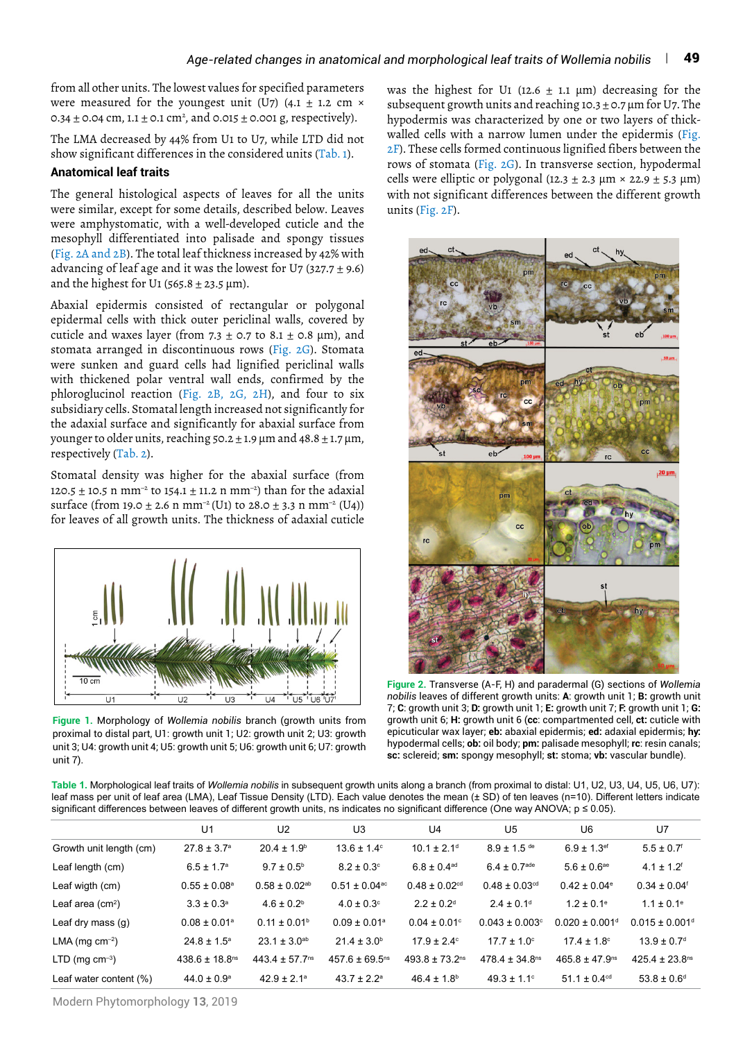from all other units. The lowest values for specified parameters were measured for the youngest unit (U7) (4.1 ± 1.2 cm × 0.34 ± 0.04 cm, 1.1 ± 0.1 cm², and 0.015 ± 0.001 g, respectively).

The LMA decreased by 44% from U1 to U7, while LTD did not show significant differences in the considered units (Tab. 1).

### Anatomical leaf traits

The general histological aspects of leaves for all the units were similar, except for some details, described below. Leaves were amphystomatic, with a well-developed cuticle and the mesophyll differentiated into palisade and spongy tissues (Fig. 2A and 2B). The total leaf thickness increased by 42% with advancing of leaf age and it was the lowest for U7 (327.7 ± 9.6) and the highest for U1 (565.8 ± 23.5 µm).

Abaxial epidermis consisted of rectangular or polygonal epidermal cells with thick outer periclinal walls, covered by cuticle and waxes layer (from 7.3 ± 0.7 to 8.1 ± 0.8 µm), and stomata arranged in discontinuous rows (Fig. 2G). Stomata were sunken and guard cells had lignified periclinal walls with thickened polar ventral wall ends, confirmed by the phloroglucinol reaction (Fig. 2B, 2G, 2H), and four to six subsidiary cells. Stomatal length increased not significantly for the adaxial surface and significantly for abaxial surface from younger to older units, reaching 50.2 ± 1.9 µm and 48.8 ± 1.7 µm, respectively (Tab. 2).

Stomatal density was higher for the abaxial surface (from 120.5 ± 10.5 n mm⁻² to 154.1 ± 11.2 n mm⁻²) than for the adaxial surface (from 19.0 ± 2.6 n mm⁻² (U1) to 28.0 ± 3.3 n mm⁻² (U4)) for leaves of all growth units. The thickness of adaxial cuticle was the highest for U1 (12.6 ± 1.1 µm) decreasing for the subsequent growth units and reaching 10.3 ± 0.7 µm for U7. The hypodermis was characterized by one or two layers of thick-walled cells with a narrow lumen under the epidermis (Fig. 2F). These cells formed continuous lignified fibers between the rows of stomata (Fig. 2G). In transverse section, hypodermal cells were elliptic or polygonal (12.3 ± 2.3 µm × 22.9 ± 5.3 µm) with not significant differences between the different growth units (Fig. 2F).

**Figure 1.** Morphology of *Wollemia nobilis* branch (growth units from proximal to distal part, U1: growth unit 1; U2: growth unit 2; U3: growth unit 3; U4: growth unit 4; U5: growth unit 5; U6: growth unit 6; U7: growth unit 7).

**Figure 2.** Transverse (A-F, H) and paradermal (G) sections of *Wollemia nobilis* leaves of different growth units: **A**: growth unit 1; **B:** growth unit 7; **C**: growth unit 3; **D:** growth unit 6; **E:** growth unit 7; **F**: growth unit 1; **G:** growth unit 6; **H:** growth unit 6 (**cc**: compartmented cell, **ct:** cuticle with epicuticular wax layer; **eb:** abaxial epidermis; **ed:** adaxial epidermis; **hy:** hypodermal cells; **ob:** oil body; **pm:** palisade mesophyll; **rc**: resin canals; **sc:** sclereid; **sm:** spongy mesophyll; **st:** stoma; **vb:** vascular bundle).

**Table 1.** Morphological leaf traits of *Wollemia nobilis* in subsequent growth units along a branch (from proximal to distal: U1, U2, U3, U4, U5, U6, U7): leaf mass per unit of leaf area (LMA), Leaf Tissue Density (LTD). Each value denotes the mean (± SD) of ten leaves (n=10). Different letters indicate significant differences between leaves of different growth units, ns indicates no significant difference (One way ANOVA; p ≤ 0.05).

| | U1 | U2 | U3 | U4 | U5 | U6 | U7 |
|---|---|---|---|---|---|---|---|
| Growth unit length (cm) | 27.8 ± 3.7ᵃ | 20.4 ± 1.9ᵇ | 13.6 ± 1.4ᶜ | 10.1 ± 2.1ᵈ | 8.9 ± 1.5 ᵈᵉ | 6.9 ± 1.3ᵉᶠ | 5.5 ± 0.7ᶠ |
| Leaf length (cm) | 6.5 ± 1.7ᵃ | 9.7 ± 0.5ᵇ | 8.2 ± 0.3ᶜ | 6.8 ± 0.4ᵃᵈ | 6.4 ± 0.7ᵃᵈᵉ | 5.6 ± 0.6ᵃᵉ | 4.1 ± 1.2ᶠ |
| Leaf wigth (cm) | 0.55 ± 0.08ᵃ | 0.58 ± 0.02ᵃᵇ | 0.51 ± 0.04ᵃᶜ | 0.48 ± 0.02ᶜᵈ | 0.48 ± 0.03ᶜᵈ | 0.42 ± 0.04ᵉ | 0.34 ± 0.04ᶠ |
| Leaf area (cm²) | 3.3 ± 0.3ᵃ | 4.6 ± 0.2ᵇ | 4.0 ± 0.3ᶜ | 2.2 ± 0.2ᵈ | 2.4 ± 0.1ᵈ | 1.2 ± 0.1ᵉ | 1.1 ± 0.1ᵉ |
| Leaf dry mass (g) | 0.08 ± 0.01ᵃ | 0.11 ± 0.01ᵇ | 0.09 ± 0.01ᵃ | 0.04 ± 0.01ᶜ | 0.043 ± 0.003ᶜ | 0.020 ± 0.001ᵈ | 0.015 ± 0.001ᵈ |
| LMA (mg cm⁻²) | 24.8 ± 1.5ᵃ | 23.1 ± 3.0ᵃᵇ | 21.4 ± 3.0ᵇ | 17.9 ± 2.4ᶜ | 17.7 ± 1.0ᶜ | 17.4 ± 1.8ᶜ | 13.9 ± 0.7ᵈ |
| LTD (mg cm⁻³) | 438.6 ± 18.8ⁿˢ | 443.4 ± 57.7ⁿˢ | 457.6 ± 69.5ⁿˢ | 493.8 ± 73.2ⁿˢ | 478.4 ± 34.8ⁿˢ | 465.8 ± 47.9ⁿˢ | 425.4 ± 23.8ⁿˢ |
| Leaf water content (%) | 44.0 ± 0.9ᵃ | 42.9 ± 2.1ᵃ | 43.7 ± 2.2ᵃ | 46.4 ± 1.8ᵇ | 49.3 ± 1.1ᶜ | 51.1 ± 0.4ᶜᵈ | 53.8 ± 0.6ᵈ |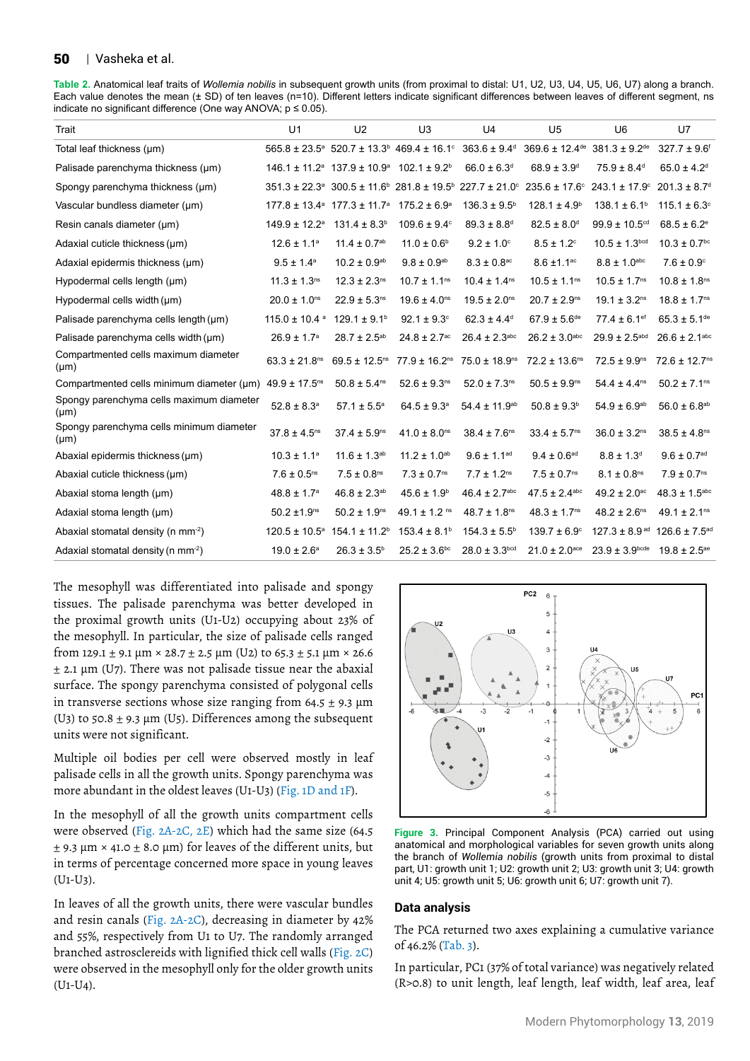**Table 2.** Anatomical leaf traits of *Wollemia nobilis* in subsequent growth units (from proximal to distal: U1, U2, U3, U4, U5, U6, U7) along a branch. Each value denotes the mean (± SD) of ten leaves (n=10). Different letters indicate significant differences between leaves of different segment, ns indicate no significant difference (One way ANOVA; p ≤ 0.05).

| Trait | U1 | U2 | U3 | U4 | U5 | U6 | U7 |
|---|---|---|---|---|---|---|---|
| Total leaf thickness (μm) | 565.8 ± 23.5$^{a}$ | 520.7 ± 13.3$^{b}$ | 469.4 ± 16.1$^{c}$ | 363.6 ± 9.4$^{d}$ | 369.6 ± 12.4$^{de}$ | 381.3 ± 9.2$^{de}$ | 327.7 ± 9.6$^{f}$ |
| Palisade parenchyma thickness (μm) | 146.1 ± 11.2$^{a}$ | 137.9 ± 10.9$^{a}$ | 102.1 ± 9.2$^{b}$ | 66.0 ± 6.3$^{d}$ | 68.9 ± 3.9$^{d}$ | 75.9 ± 8.4$^{d}$ | 65.0 ± 4.2$^{d}$ |
| Spongy parenchyma thickness (μm) | 351.3 ± 22.3$^{a}$ | 300.5 ± 11.6$^{b}$ | 281.8 ± 19.5$^{b}$ | 227.7 ± 21.0$^{c}$ | 235.6 ± 17.6$^{c}$ | 243.1 ± 17.9$^{c}$ | 201.3 ± 8.7$^{d}$ |
| Vascular bundless diameter (μm) | 177.8 ± 13.4$^{a}$ | 177.3 ± 11.7$^{a}$ | 175.2 ± 6.9$^{a}$ | 136.3 ± 9.5$^{b}$ | 128.1 ± 4.9$^{b}$ | 138.1 ± 6.1$^{b}$ | 115.1 ± 6.3$^{c}$ |
| Resin canals diameter (μm) | 149.9 ± 12.2$^{a}$ | 131.4 ± 8.3$^{b}$ | 109.6 ± 9.4$^{c}$ | 89.3 ± 8.8$^{d}$ | 82.5 ± 8.0$^{d}$ | 99.9 ± 10.5$^{cd}$ | 68.5 ± 6.2$^{e}$ |
| Adaxial cuticle thickness (μm) | 12.6 ± 1.1$^{a}$ | 11.4 ± 0.7$^{ab}$ | 11.0 ± 0.6$^{b}$ | 9.2 ± 1.0$^{c}$ | 8.5 ± 1.2$^{c}$ | 10.5 ± 1.3$^{bcd}$ | 10.3 ± 0.7$^{bc}$ |
| Adaxial epidermis thickness (μm) | 9.5 ± 1.4$^{a}$ | 10.2 ± 0.9$^{ab}$ | 9.8 ± 0.9$^{ab}$ | 8.3 ± 0.8$^{ac}$ | 8.6 ±1.1$^{ac}$ | 8.8 ± 1.0$^{abc}$ | 7.6 ± 0.9$^{c}$ |
| Hypodermal cells length (μm) | 11.3 ± 1.3$^{ns}$ | 12.3 ± 2.3$^{ns}$ | 10.7 ± 1.1$^{ns}$ | 10.4 ± 1.4$^{ns}$ | 10.5 ± 1.1$^{ns}$ | 10.5 ± 1.7$^{ns}$ | 10.8 ± 1.8$^{ns}$ |
| Hypodermal cells width (μm) | 20.0 ± 1.0$^{ns}$ | 22.9 ± 5.3$^{ns}$ | 19.6 ± 4.0$^{ns}$ | 19.5 ± 2.0$^{ns}$ | 20.7 ± 2.9$^{ns}$ | 19.1 ± 3.2$^{ns}$ | 18.8 ± 1.7$^{ns}$ |
| Palisade parenchyma cells length (μm) | 115.0 ± 10.4 $^{a}$ | 129.1 ± 9.1$^{b}$ | 92.1 ± 9.3$^{c}$ | 62.3 ± 4.4$^{d}$ | 67.9 ± 5.6$^{de}$ | 77.4 ± 6.1$^{ef}$ | 65.3 ± 5.1$^{de}$ |
| Palisade parenchyma cells width (μm) | 26.9 ± 1.7$^{a}$ | 28.7 ± 2.5$^{ab}$ | 24.8 ± 2.7$^{ac}$ | 26.4 ± 2.3$^{abc}$ | 26.2 ± 3.0$^{abc}$ | 29.9 ± 2.5$^{abd}$ | 26.6 ± 2.1$^{abc}$ |
| Compartmented cells maximum diameter (μm) | 63.3 ± 21.8$^{ns}$ | 69.5 ± 12.5$^{ns}$ | 77.9 ± 16.2$^{ns}$ | 75.0 ± 18.9$^{ns}$ | 72.2 ± 13.6$^{ns}$ | 72.5 ± 9.9$^{ns}$ | 72.6 ± 12.7$^{ns}$ |
| Compartmented cells minimum diameter (μm) | 49.9 ± 17.5$^{ns}$ | 50.8 ± 5.4$^{ns}$ | 52.6 ± 9.3$^{ns}$ | 52.0 ± 7.3$^{ns}$ | 50.5 ± 9.9$^{ns}$ | 54.4 ± 4.4$^{ns}$ | 50.2 ± 7.1$^{ns}$ |
| Spongy parenchyma cells maximum diameter (μm) | 52.8 ± 8.3$^{a}$ | 57.1 ± 5.5$^{a}$ | 64.5 ± 9.3$^{a}$ | 54.4 ± 11.9$^{ab}$ | 50.8 ± 9.3$^{b}$ | 54.9 ± 6.9$^{ab}$ | 56.0 ± 6.8$^{ab}$ |
| Spongy parenchyma cells minimum diameter (μm) | 37.8 ± 4.5$^{ns}$ | 37.4 ± 5.9$^{ns}$ | 41.0 ± 8.0$^{ns}$ | 38.4 ± 7.6$^{ns}$ | 33.4 ± 5.7$^{ns}$ | 36.0 ± 3.2$^{ns}$ | 38.5 ± 4.8$^{ns}$ |
| Abaxial epidermis thickness (μm) | 10.3 ± 1.1$^{a}$ | 11.6 ± 1.3$^{ab}$ | 11.2 ± 1.0$^{ab}$ | 9.6 ± 1.1$^{ad}$ | 9.4 ± 0.6$^{ad}$ | 8.8 ± 1.3$^{d}$ | 9.6 ± 0.7$^{ad}$ |
| Abaxial cuticle thickness (μm) | 7.6 ± 0.5$^{ns}$ | 7.5 ± 0.8$^{ns}$ | 7.3 ± 0.7$^{ns}$ | 7.7 ± 1.2$^{ns}$ | 7.5 ± 0.7$^{ns}$ | 8.1 ± 0.8$^{ns}$ | 7.9 ± 0.7$^{ns}$ |
| Abaxial stoma length (μm) | 48.8 ± 1.7$^{a}$ | 46.8 ± 2.3$^{ab}$ | 45.6 ± 1.9$^{b}$ | 46.4 ± 2.7$^{abc}$ | 47.5 ± 2.4$^{abc}$ | 49.2 ± 2.0$^{ac}$ | 48.3 ± 1.5$^{abc}$ |
| Adaxial stoma length (μm) | 50.2 ±1.9$^{ns}$ | 50.2 ± 1.9$^{ns}$ | 49.1 ± 1.2 $^{ns}$ | 48.7 ± 1.8$^{ns}$ | 48.3 ± 1.7$^{ns}$ | 48.2 ± 2.6$^{ns}$ | 49.1 ± 2.1$^{ns}$ |
| Abaxial stomatal density (n mm$^{-2}$) | 120.5 ± 10.5$^{a}$ | 154.1 ± 11.2$^{b}$ | 153.4 ± 8.1$^{b}$ | 154.3 ± 5.5$^{b}$ | 139.7 ± 6.9$^{c}$ | 127.3 ± 8.9$^{ad}$ | 126.6 ± 7.5$^{ad}$ |
| Adaxial stomatal density (n mm$^{-2}$) | 19.0 ± 2.6$^{a}$ | 26.3 ± 3.5$^{b}$ | 25.2 ± 3.6$^{bc}$ | 28.0 ± 3.3$^{bcd}$ | 21.0 ± 2.0$^{ace}$ | 23.9 ± 3.9$^{bcde}$ | 19.8 ± 2.5$^{ae}$ |

The mesophyll was differentiated into palisade and spongy tissues. The palisade parenchyma was better developed in the proximal growth units (U1-U2) occupying about 23% of the mesophyll. In particular, the size of palisade cells ranged from 129.1 ± 9.1 µm × 28.7 ± 2.5 µm (U2) to 65.3 ± 5.1 µm × 26.6 ± 2.1 µm (U7). There was not palisade tissue near the abaxial surface. The spongy parenchyma consisted of polygonal cells in transverse sections whose size ranging from 64.5 ± 9.3 µm (U3) to 50.8 ± 9.3 µm (U5). Differences among the subsequent units were not significant.

Multiple oil bodies per cell were observed mostly in leaf palisade cells in all the growth units. Spongy parenchyma was more abundant in the oldest leaves (U1-U3) (Fig. 1D and 1F).

In the mesophyll of all the growth units compartment cells were observed (Fig. 2A-2C, 2E) which had the same size (64.5 ± 9.3 µm × 41.0 ± 8.0 µm) for leaves of the different units, but in terms of percentage concerned more space in young leaves (U1-U3).

In leaves of all the growth units, there were vascular bundles and resin canals (Fig. 2A-2C), decreasing in diameter by 42% and 55%, respectively from U1 to U7. The randomly arranged branched astrosclereids with lignified thick cell walls (Fig. 2C) were observed in the mesophyll only for the older growth units (U1-U4).

**Figure 3.** Principal Component Analysis (PCA) carried out using anatomical and morphological variables for seven growth units along the branch of *Wollemia nobilis* (growth units from proximal to distal part, U1: growth unit 1; U2: growth unit 2; U3: growth unit 3; U4: growth unit 4; U5: growth unit 5; U6: growth unit 6; U7: growth unit 7).

## Data analysis

The PCA returned two axes explaining a cumulative variance of 46.2% (Tab. 3).

In particular, PC1 (37% of total variance) was negatively related (R>0.8) to unit length, leaf length, leaf width, leaf area, leaf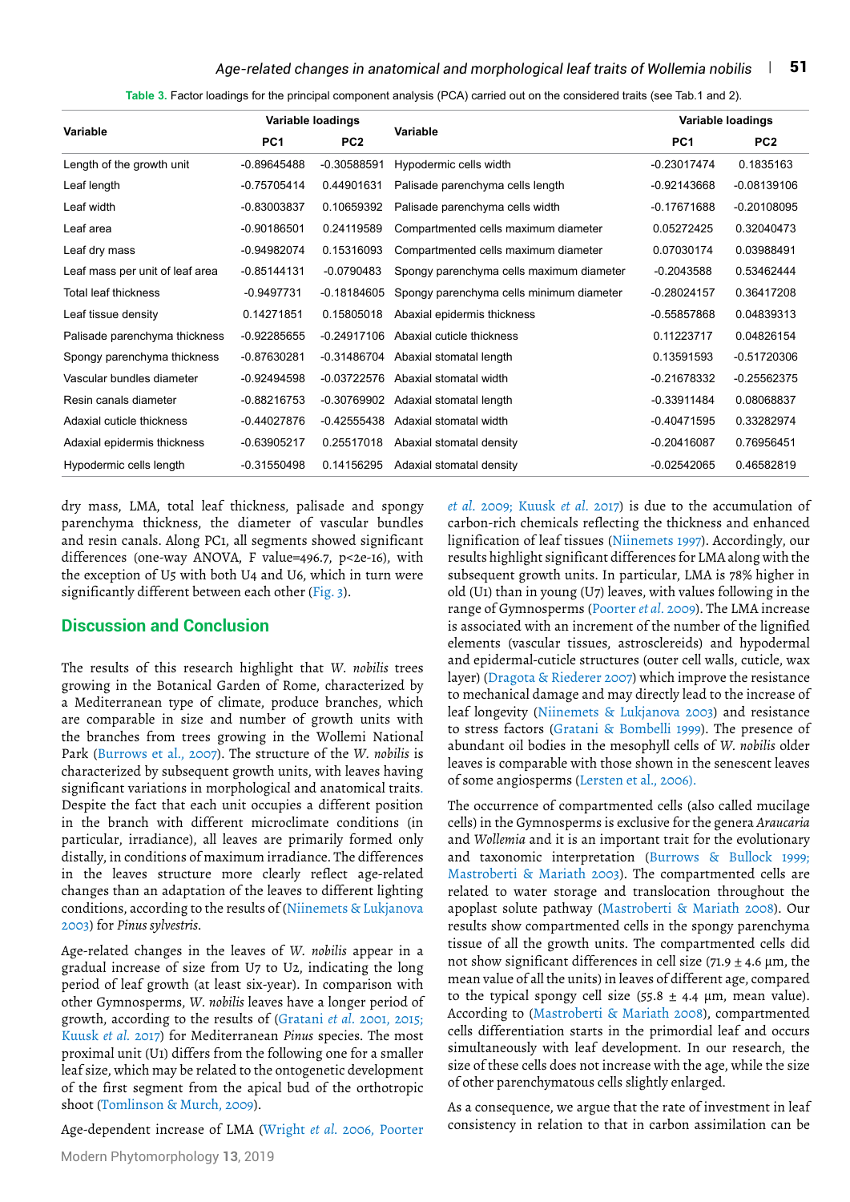Table 3. Factor loadings for the principal component analysis (PCA) carried out on the considered traits (see Tab.1 and 2).

| Variable | Variable loadings | | Variable | Variable loadings | |
|---|---|---|---|---|---|
| | PC1 | PC2 | | PC1 | PC2 |
| Length of the growth unit | -0.89645488 | -0.30588591 | Hypodermic cells width | -0.23017474 | 0.1835163 |
| Leaf length | -0.75705414 | 0.44901631 | Palisade parenchyma cells length | -0.92143668 | -0.08139106 |
| Leaf width | -0.83003837 | 0.10659392 | Palisade parenchyma cells width | -0.17671688 | -0.20108095 |
| Leaf area | -0.90186501 | 0.24119589 | Compartmented cells maximum diameter | 0.05272425 | 0.32040473 |
| Leaf dry mass | -0.94982074 | 0.15316093 | Compartmented cells maximum diameter | 0.07030174 | 0.03988491 |
| Leaf mass per unit of leaf area | -0.85144131 | -0.0790483 | Spongy parenchyma cells maximum diameter | -0.2043588 | 0.53462444 |
| Total leaf thickness | -0.9497731 | -0.18184605 | Spongy parenchyma cells minimum diameter | -0.28024157 | 0.36417208 |
| Leaf tissue density | 0.14271851 | 0.15805018 | Abaxial epidermis thickness | -0.55857868 | 0.04839313 |
| Palisade parenchyma thickness | -0.92285655 | -0.24917106 | Abaxial cuticle thickness | 0.11223717 | 0.04826154 |
| Spongy parenchyma thickness | -0.87630281 | -0.31486704 | Abaxial stomatal length | 0.13591593 | -0.51720306 |
| Vascular bundles diameter | -0.92494598 | -0.03722576 | Abaxial stomatal width | -0.21678332 | -0.25562375 |
| Resin canals diameter | -0.88216753 | -0.30769902 | Adaxial stomatal length | -0.33911484 | 0.08068837 |
| Adaxial cuticle thickness | -0.44027876 | -0.42555438 | Adaxial stomatal width | -0.40471595 | 0.33282974 |
| Adaxial epidermis thickness | -0.63905217 | 0.25517018 | Abaxial stomatal density | -0.20416087 | 0.76956451 |
| Hypodermic cells length | -0.31550498 | 0.14156295 | Adaxial stomatal density | -0.02542065 | 0.46582819 |

dry mass, LMA, total leaf thickness, palisade and spongy parenchyma thickness, the diameter of vascular bundles and resin canals. Along PC1, all segments showed significant differences (one-way ANOVA, F value=496.7, p<2e-16), with the exception of U5 with both U4 and U6, which in turn were significantly different between each other (Fig. 3).

## Discussion and Conclusion

The results of this research highlight that *W. nobilis* trees growing in the Botanical Garden of Rome, characterized by a Mediterranean type of climate, produce branches, which are comparable in size and number of growth units with the branches from trees growing in the Wollemi National Park (Burrows et al., 2007). The structure of the *W. nobilis* is characterized by subsequent growth units, with leaves having significant variations in morphological and anatomical traits. Despite the fact that each unit occupies a different position in the branch with different microclimate conditions (in particular, irradiance), all leaves are primarily formed only distally, in conditions of maximum irradiance. The differences in the leaves structure more clearly reflect age-related changes than an adaptation of the leaves to different lighting conditions, according to the results of (Niinemets & Lukjanova 2003) for *Pinus sylvestris*.

Age-related changes in the leaves of *W. nobilis* appear in a gradual increase of size from U7 to U2, indicating the long period of leaf growth (at least six-year). In comparison with other Gymnosperms, *W. nobilis* leaves have a longer period of growth, according to the results of (Gratani *et al.* 2001, 2015; Kuusk *et al.* 2017) for Mediterranean *Pinus* species. The most proximal unit (U1) differs from the following one for a smaller leaf size, which may be related to the ontogenetic development of the first segment from the apical bud of the orthotropic shoot (Tomlinson & Murch, 2009).

Age-dependent increase of LMA (Wright *et al.* 2006, Poorter *et al.* 2009; Kuusk *et al.* 2017) is due to the accumulation of carbon-rich chemicals reflecting the thickness and enhanced lignification of leaf tissues (Niinemets 1997). Accordingly, our results highlight significant differences for LMA along with the subsequent growth units. In particular, LMA is 78% higher in old (U1) than in young (U7) leaves, with values following in the range of Gymnosperms (Poorter *et al.* 2009). The LMA increase is associated with an increment of the number of the lignified elements (vascular tissues, astrosclereids) and hypodermal and epidermal-cuticle structures (outer cell walls, cuticle, wax layer) (Dragota & Riederer 2007) which improve the resistance to mechanical damage and may directly lead to the increase of leaf longevity (Niinemets & Lukjanova 2003) and resistance to stress factors (Gratani & Bombelli 1999). The presence of abundant oil bodies in the mesophyll cells of *W. nobilis* older leaves is comparable with those shown in the senescent leaves of some angiosperms (Lersten et al., 2006).

The occurrence of compartmented cells (also called mucilage cells) in the Gymnosperms is exclusive for the genera *Araucaria* and *Wollemia* and it is an important trait for the evolutionary and taxonomic interpretation (Burrows & Bullock 1999; Mastroberti & Mariath 2003). The compartmented cells are related to water storage and translocation throughout the apoplast solute pathway (Mastroberti & Mariath 2008). Our results show compartmented cells in the spongy parenchyma tissue of all the growth units. The compartmented cells did not show significant differences in cell size (71.9 ± 4.6 µm, the mean value of all the units) in leaves of different age, compared to the typical spongy cell size (55.8 ± 4.4 µm, mean value). According to (Mastroberti & Mariath 2008), compartmented cells differentiation starts in the primordial leaf and occurs simultaneously with leaf development. In our research, the size of these cells does not increase with the age, while the size of other parenchymatous cells slightly enlarged.

As a consequence, we argue that the rate of investment in leaf consistency in relation to that in carbon assimilation can be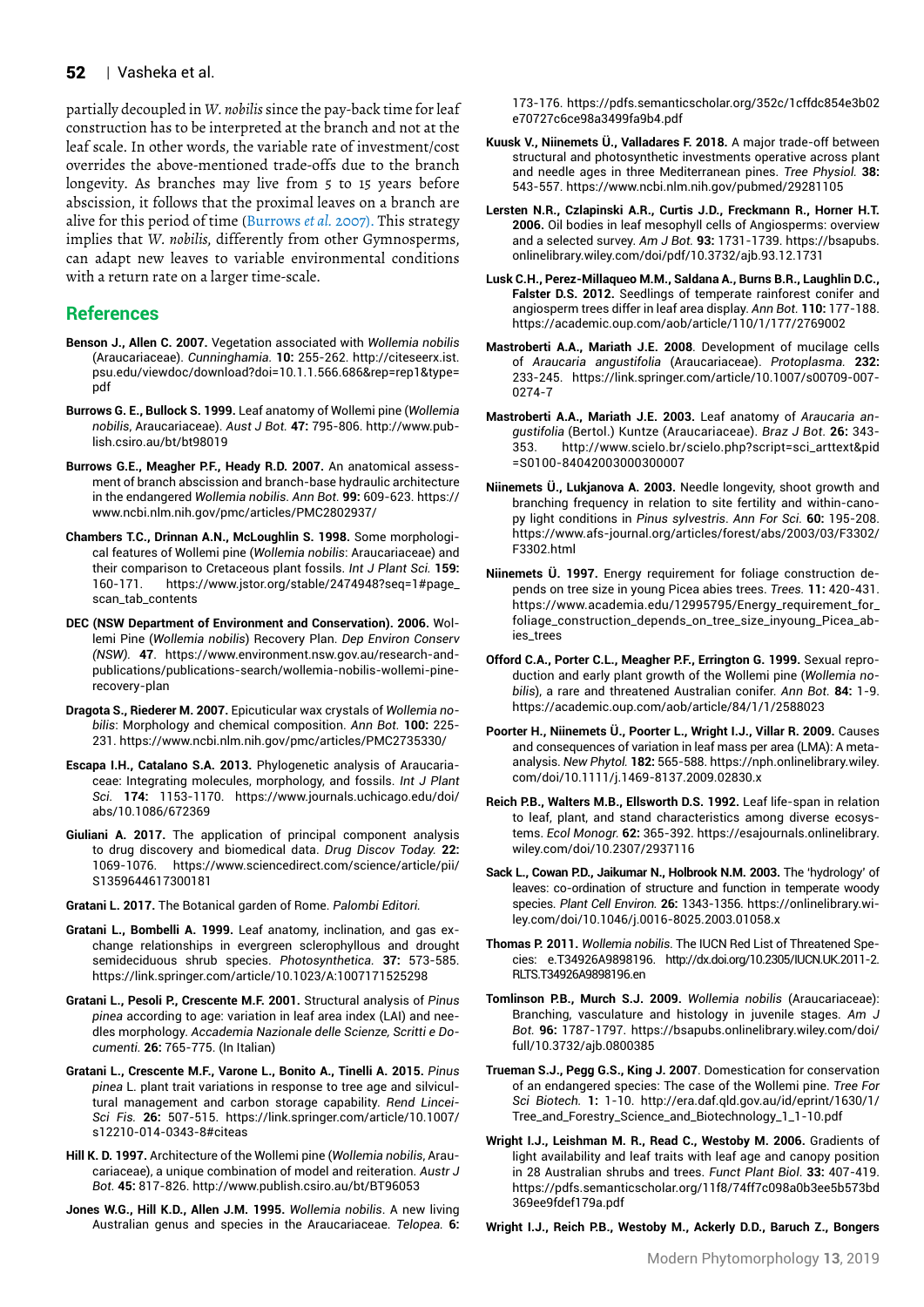partially decoupled in *W. nobilis* since the pay-back time for leaf construction has to be interpreted at the branch and not at the leaf scale. In other words, the variable rate of investment/cost overrides the above-mentioned trade-offs due to the branch longevity. As branches may live from 5 to 15 years before abscission, it follows that the proximal leaves on a branch are alive for this period of time (Burrows *et al.* 2007). This strategy implies that *W. nobilis*, differently from other Gymnosperms, can adapt new leaves to variable environmental conditions with a return rate on a larger time-scale.

## References

**Benson J., Allen C. 2007.** Vegetation associated with *Wollemia nobilis* (Araucariaceae). *Cunninghamia.* **10:** 255-262. http://citeseerx.ist.psu.edu/viewdoc/download?doi=10.1.1.566.686&rep=rep1&type=pdf

**Burrows G. E., Bullock S. 1999.** Leaf anatomy of Wollemi pine (*Wollemia nobilis*, Araucariaceae). *Aust J Bot.* **47:** 795-806. http://www.publish.csiro.au/bt/bt98019

**Burrows G.E., Meagher P.F., Heady R.D. 2007.** An anatomical assessment of branch abscission and branch-base hydraulic architecture in the endangered *Wollemia nobilis*. *Ann Bot.* **99:** 609-623. https://www.ncbi.nlm.nih.gov/pmc/articles/PMC2802937/

**Chambers T.C., Drinnan A.N., McLoughlin S. 1998.** Some morphological features of Wollemi pine (*Wollemia nobilis*: Araucariaceae) and their comparison to Cretaceous plant fossils. *Int J Plant Sci.* **159:** 160-171. https://www.jstor.org/stable/2474948?seq=1#page_scan_tab_contents

**DEC (NSW Department of Environment and Conservation). 2006.** Wollemi Pine (*Wollemia nobilis*) Recovery Plan. *Dep Environ Conserv (NSW).* **47**. https://www.environment.nsw.gov.au/research-and-publications/publications-search/wollemia-nobilis-wollemi-pine-recovery-plan

**Dragota S., Riederer M. 2007.** Epicuticular wax crystals of *Wollemia nobilis*: Morphology and chemical composition. *Ann Bot.* **100:** 225-231. https://www.ncbi.nlm.nih.gov/pmc/articles/PMC2735330/

**Escapa I.H., Catalano S.A. 2013.** Phylogenetic analysis of Araucariaceae: Integrating molecules, morphology, and fossils. *Int J Plant Sci.* **174:** 1153-1170. https://www.journals.uchicago.edu/doi/abs/10.1086/672369

**Giuliani A. 2017.** The application of principal component analysis to drug discovery and biomedical data. *Drug Discov Today.* **22:** 1069-1076. https://www.sciencedirect.com/science/article/pii/S1359644617300181

**Gratani L. 2017.** The Botanical garden of Rome. *Palombi Editori.*

**Gratani L., Bombelli A. 1999.** Leaf anatomy, inclination, and gas exchange relationships in evergreen sclerophyllous and drought semideciduous shrub species. *Photosynthetica.* **37:** 573-585. https://link.springer.com/article/10.1023/A:1007171525298

**Gratani L., Pesoli P., Crescente M.F. 2001.** Structural analysis of *Pinus pinea* according to age: variation in leaf area index (LAI) and needles morphology. *Accademia Nazionale delle Scienze, Scritti e Documenti.* **26:** 765-775. (In Italian)

**Gratani L., Crescente M.F., Varone L., Bonito A., Tinelli A. 2015.** *Pinus pinea* L. plant trait variations in response to tree age and silvicultural management and carbon storage capability. *Rend Lincei-Sci Fis.* **26:** 507-515. https://link.springer.com/article/10.1007/s12210-014-0343-8#citeas

**Hill K. D. 1997.** Architecture of the Wollemi pine (*Wollemia nobilis*, Araucariaceae), a unique combination of model and reiteration. *Austr J Bot.* **45:** 817-826. http://www.publish.csiro.au/bt/BT96053

**Jones W.G., Hill K.D., Allen J.M. 1995.** *Wollemia nobilis*. A new living Australian genus and species in the Araucariaceae. *Telopea.* **6:** 173-176. https://pdfs.semanticscholar.org/352c/1cffdc854e3b02e70727c6ce98a3499fa9b4.pdf

**Kuusk V., Niinemets Ü., Valladares F. 2018.** A major trade-off between structural and photosynthetic investments operative across plant and needle ages in three Mediterranean pines. *Tree Physiol.* **38:** 543-557. https://www.ncbi.nlm.nih.gov/pubmed/29281105

**Lersten N.R., Czlapinski A.R., Curtis J.D., Freckmann R., Horner H.T. 2006.** Oil bodies in leaf mesophyll cells of Angiosperms: overview and a selected survey. *Am J Bot.* **93:** 1731-1739. https://bsapubs.onlinelibrary.wiley.com/doi/pdf/10.3732/ajb.93.12.1731

**Lusk C.H., Perez-Millaqueo M.M., Saldana A., Burns B.R., Laughlin D.C., Falster D.S. 2012.** Seedlings of temperate rainforest conifer and angiosperm trees differ in leaf area display. *Ann Bot.* **110:** 177-188. https://academic.oup.com/aob/article/110/1/177/2769002

**Mastroberti A.A., Mariath J.E. 2008**. Development of mucilage cells of *Araucaria angustifolia* (Araucariaceae). *Protoplasma.* **232:** 233-245. https://link.springer.com/article/10.1007/s00709-007-0274-7

**Mastroberti A.A., Mariath J.E. 2003.** Leaf anatomy of *Araucaria angustifolia* (Bertol.) Kuntze (Araucariaceae). *Braz J Bot*. **26:** 343-353. http://www.scielo.br/scielo.php?script=sci_arttext&pid=S0100-84042003000300007

**Niinemets Ü., Lukjanova A. 2003.** Needle longevity, shoot growth and branching frequency in relation to site fertility and within-canopy light conditions in *Pinus sylvestris*. *Ann For Sci.* **60:** 195-208. https://www.afs-journal.org/articles/forest/abs/2003/03/F3302/F3302.html

**Niinemets Ü. 1997.** Energy requirement for foliage construction depends on tree size in young Picea abies trees. *Trees.* **11:** 420-431. https://www.academia.edu/12995795/Energy_requirement_for_foliage_construction_depends_on_tree_size_inyoung_Picea_abies_trees

**Offord C.A., Porter C.L., Meagher P.F., Errington G. 1999.** Sexual reproduction and early plant growth of the Wollemi pine (*Wollemia nobilis*), a rare and threatened Australian conifer. *Ann Bot.* **84:** 1-9. https://academic.oup.com/aob/article/84/1/1/2588023

**Poorter H., Niinemets Ü., Poorter L., Wright I.J., Villar R. 2009.** Causes and consequences of variation in leaf mass per area (LMA): A meta-analysis. *New Phytol.* **182:** 565-588. https://nph.onlinelibrary.wiley.com/doi/10.1111/j.1469-8137.2009.02830.x

**Reich P.B., Walters M.B., Ellsworth D.S. 1992.** Leaf life-span in relation to leaf, plant, and stand characteristics among diverse ecosystems. *Ecol Monogr.* **62:** 365-392. https://esajournals.onlinelibrary.wiley.com/doi/10.2307/2937116

**Sack L., Cowan P.D., Jaikumar N., Holbrook N.M. 2003.** The 'hydrology' of leaves: co-ordination of structure and function in temperate woody species. *Plant Cell Environ.* **26:** 1343-1356. https://onlinelibrary.wiley.com/doi/10.1046/j.0016-8025.2003.01058.x

**Thomas P. 2011.** *Wollemia nobilis*. The IUCN Red List of Threatened Species: e.T34926A9898196. http://dx.doi.org/10.2305/IUCN.UK.2011-2.RLTS.T34926A9898196.en

**Tomlinson P.B., Murch S.J. 2009.** *Wollemia nobilis* (Araucariaceae): Branching, vasculature and histology in juvenile stages. *Am J Bot.* **96:** 1787-1797. https://bsapubs.onlinelibrary.wiley.com/doi/full/10.3732/ajb.0800385

**Trueman S.J., Pegg G.S., King J. 2007**. Domestication for conservation of an endangered species: The case of the Wollemi pine. *Tree For Sci Biotech.* **1:** 1-10. http://era.daf.qld.gov.au/id/eprint/1630/1/Tree_and_Forestry_Science_and_Biotechnology_1_1-10.pdf

**Wright I.J., Leishman M. R., Read C., Westoby M. 2006.** Gradients of light availability and leaf traits with leaf age and canopy position in 28 Australian shrubs and trees. *Funct Plant Biol.* **33:** 407-419. https://pdfs.semanticscholar.org/11f8/74ff7c098a0b3ee5b573bd369ee9fdef179a.pdf

**Wright I.J., Reich P.B., Westoby M., Ackerly D.D., Baruch Z., Bongers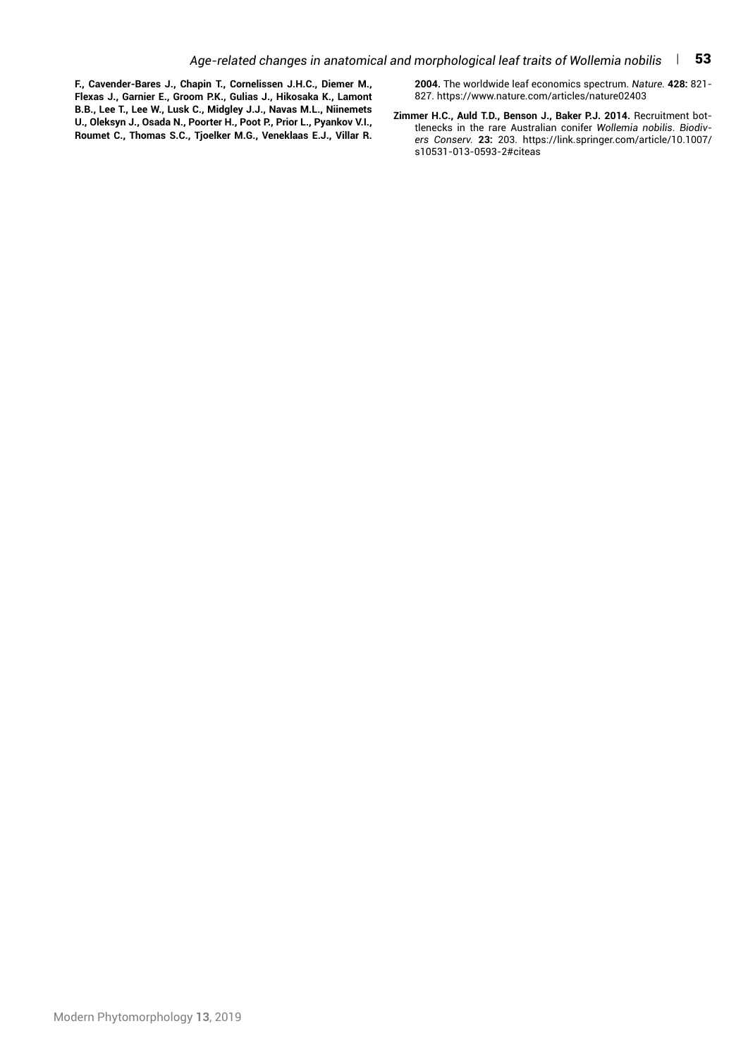**F., Cavender-Bares J., Chapin T., Cornelissen J.H.C., Diemer M., Flexas J., Garnier E., Groom P.K., Gulias J., Hikosaka K., Lamont B.B., Lee T., Lee W., Lusk C., Midgley J.J., Navas M.L., Niinemets U., Oleksyn J., Osada N., Poorter H., Poot P., Prior L., Pyankov V.I., Roumet C., Thomas S.C., Tjoelker M.G., Veneklaas E.J., Villar R. 2004.** The worldwide leaf economics spectrum. *Nature.* **428:** 821-827. https://www.nature.com/articles/nature02403

**Zimmer H.C., Auld T.D., Benson J., Baker P.J. 2014.** Recruitment bottlenecks in the rare Australian conifer *Wollemia nobilis*. *Biodivers Conserv.* **23:** 203. https://link.springer.com/article/10.1007/s10531-013-0593-2#citeas